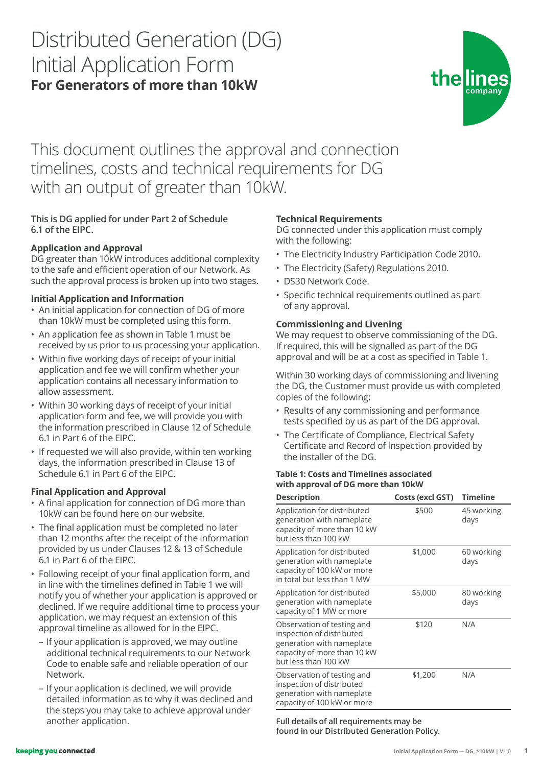# Distributed Generation (DG) Initial Application Form

## For Generators of more than 10kW

This document outlines the approval and connection timelines, costs and technical requirements for DG with an output of greater than 10kW.

**This is DG applied for under Part 2 of Schedule 6.1 of the EIPC.**

### Application and Approval

DG greater than 10kW introduces additional complexity to the safe and efficient operation of our Network. As such the approval process is broken up into two stages.

### Initial Application and Information

- An initial application for connection of DG of more than 10kW must be completed using this form.
- An application fee as shown in Table 1 must be received by us prior to us processing your application.
- Within five working days of receipt of your initial application and fee we will confirm whether your application contains all necessary information to allow assessment.
- Within 30 working days of receipt of your initial application form and fee, we will provide you with the information prescribed in Clause 12 of Schedule 6.1 in Part 6 of the EIPC.
- If requested we will also provide, within ten working days, the information prescribed in Clause 13 of Schedule 6.1 in Part 6 of the EIPC.

### Final Application and Approval

- A final application for connection of DG more than 10kW can be found here on our website.
- The final application must be completed no later than 12 months after the receipt of the information provided by us under Clauses 12 & 13 of Schedule 6.1 in Part 6 of the EIPC.
- Following receipt of your final application form, and in line with the timelines defined in Table 1 we will notify you of whether your application is approved or declined. If we require additional time to process your application, we may request an extension of this approval timeline as allowed for in the EIPC.
  - If your application is approved, we may outline additional technical requirements to our Network Code to enable safe and reliable operation of our Network.
  - If your application is declined, we will provide detailed information as to why it was declined and the steps you may take to achieve approval under another application.

### Technical Requirements

DG connected under this application must comply with the following:

- The Electricity Industry Participation Code 2010.
- The Electricity (Safety) Regulations 2010.
- DS30 Network Code.
- Specific technical requirements outlined as part of any approval.

### Commissioning and Livening

We may request to observe commissioning of the DG. If required, this will be signalled as part of the DG approval and will be at a cost as specified in Table 1.

Within 30 working days of commissioning and livening the DG, the Customer must provide us with completed copies of the following:

- Results of any commissioning and performance tests specified by us as part of the DG approval.
- The Certificate of Compliance, Electrical Safety Certificate and Record of Inspection provided by the installer of the DG.

**Table 1: Costs and Timelines associated with approval of DG more than 10kW**

| Description | Costs (excl GST) | Timeline |
|---|---|---|
| Application for distributed generation with nameplate capacity of more than 10 kW but less than 100 kW | $500 | 45 working days |
| Application for distributed generation with nameplate capacity of 100 kW or more in total but less than 1 MW | $1,000 | 60 working days |
| Application for distributed generation with nameplate capacity of 1 MW or more | $5,000 | 80 working days |
| Observation of testing and inspection of distributed generation with nameplate capacity of more than 10 kW but less than 100 kW | $120 | N/A |
| Observation of testing and inspection of distributed generation with nameplate capacity of 100 kW or more | $1,200 | N/A |

**Full details of all requirements may be found in our Distributed Generation Policy.**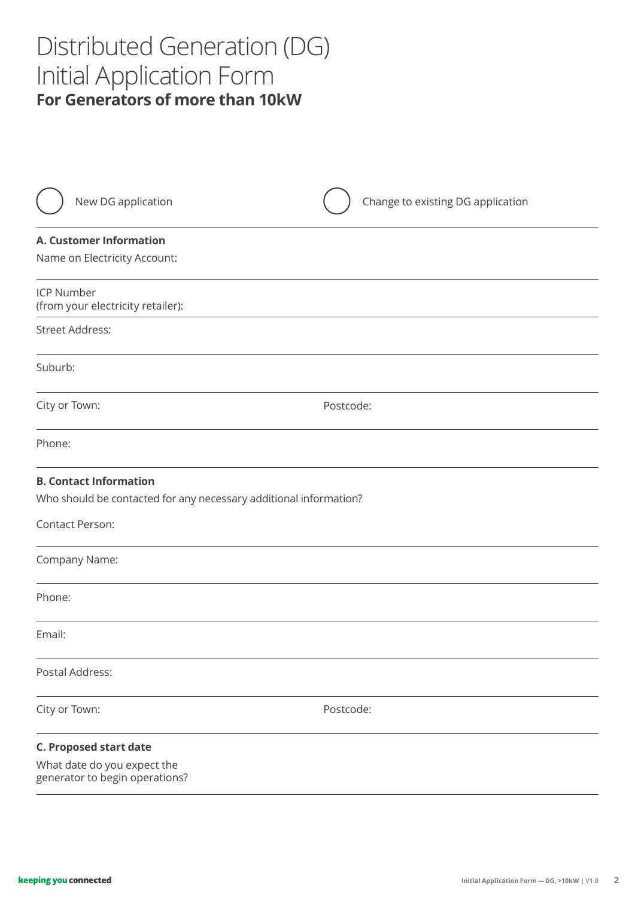# Distributed Generation (DG) Initial Application Form

**For Generators of more than 10kW**

○ New DG application ○ Change to existing DG application

**A. Customer Information**

Name on Electricity Account:

ICP Number
(from your electricity retailer):

Street Address:

Suburb:

City or Town: Postcode:

Phone:

**B. Contact Information**

Who should be contacted for any necessary additional information?

Contact Person:

Company Name:

Phone:

Email:

Postal Address:

City or Town: Postcode:

**C. Proposed start date**

What date do you expect the
generator to begin operations?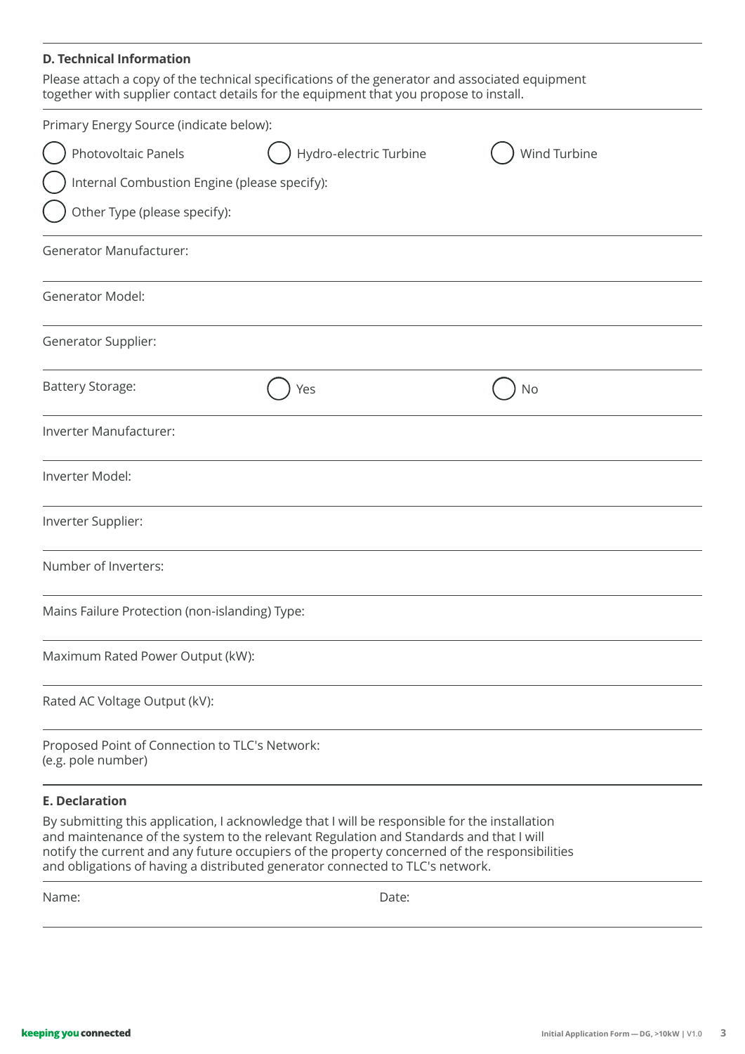## D. Technical Information

Please attach a copy of the technical specifications of the generator and associated equipment together with supplier contact details for the equipment that you propose to install.

Primary Energy Source (indicate below):

- ◯ Photovoltaic Panels
- ◯ Hydro-electric Turbine
- ◯ Wind Turbine
- ◯ Internal Combustion Engine (please specify):
- ◯ Other Type (please specify):

Generator Manufacturer:

Generator Model:

Generator Supplier:

Battery Storage: ◯ Yes ◯ No

Inverter Manufacturer:

Inverter Model:

Inverter Supplier:

Number of Inverters:

Mains Failure Protection (non-islanding) Type:

Maximum Rated Power Output (kW):

Rated AC Voltage Output (kV):

Proposed Point of Connection to TLC's Network:
(e.g. pole number)

## E. Declaration

By submitting this application, I acknowledge that I will be responsible for the installation and maintenance of the system to the relevant Regulation and Standards and that I will notify the current and any future occupiers of the property concerned of the responsibilities and obligations of having a distributed generator connected to TLC's network.

Name: Date: